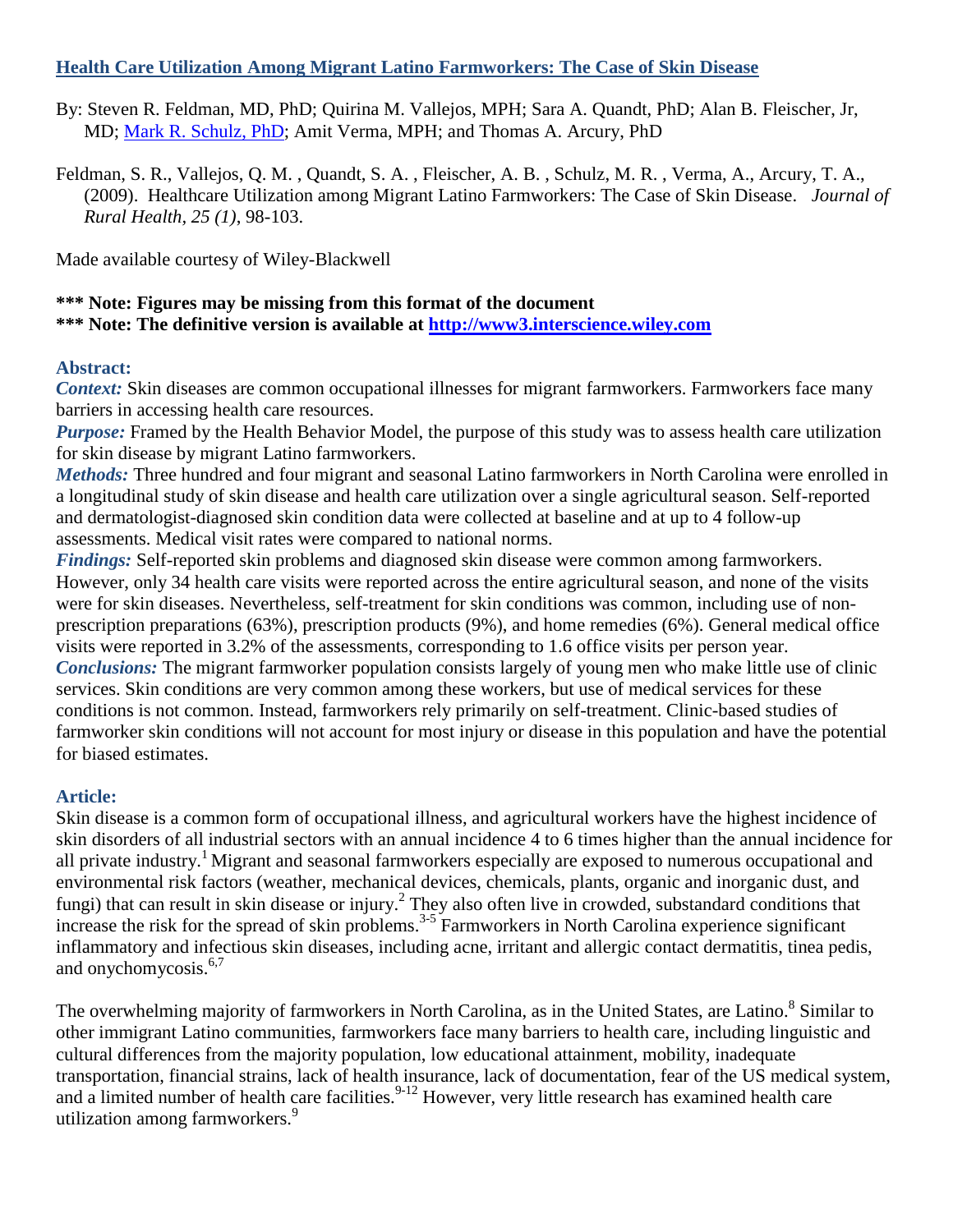# Health Care Utilization Among Migrant Latino Farmworkers: The Case of Skin Disease

By: Steven R. Feldman, MD, PhD; Quirina M. Vallejos, MPH; Sara A. Quandt, PhD; Alan B. Fleischer, Jr, MD; Mark R. Schulz, PhD; Amit Verma, MPH; and Thomas A. Arcury, PhD

Feldman, S. R., Vallejos, Q. M. , Quandt, S. A. , Fleischer, A. B. , Schulz, M. R. , Verma, A., Arcury, T. A., (2009). Healthcare Utilization among Migrant Latino Farmworkers: The Case of Skin Disease. *Journal of Rural Health, 25 (1)*, 98-103.

Made available courtesy of Wiley-Blackwell

**\*\*\* Note: Figures may be missing from this format of the document**
**\*\*\* Note: The definitive version is available at http://www3.interscience.wiley.com**

## Abstract:

***Context:*** Skin diseases are common occupational illnesses for migrant farmworkers. Farmworkers face many barriers in accessing health care resources.

***Purpose:*** Framed by the Health Behavior Model, the purpose of this study was to assess health care utilization for skin disease by migrant Latino farmworkers.

***Methods:*** Three hundred and four migrant and seasonal Latino farmworkers in North Carolina were enrolled in a longitudinal study of skin disease and health care utilization over a single agricultural season. Self-reported and dermatologist-diagnosed skin condition data were collected at baseline and at up to 4 follow-up assessments. Medical visit rates were compared to national norms.

***Findings:*** Self-reported skin problems and diagnosed skin disease were common among farmworkers. However, only 34 health care visits were reported across the entire agricultural season, and none of the visits were for skin diseases. Nevertheless, self-treatment for skin conditions was common, including use of non-prescription preparations (63%), prescription products (9%), and home remedies (6%). General medical office visits were reported in 3.2% of the assessments, corresponding to 1.6 office visits per person year.

***Conclusions:*** The migrant farmworker population consists largely of young men who make little use of clinic services. Skin conditions are very common among these workers, but use of medical services for these conditions is not common. Instead, farmworkers rely primarily on self-treatment. Clinic-based studies of farmworker skin conditions will not account for most injury or disease in this population and have the potential for biased estimates.

## Article:

Skin disease is a common form of occupational illness, and agricultural workers have the highest incidence of skin disorders of all industrial sectors with an annual incidence 4 to 6 times higher than the annual incidence for all private industry.[1] Migrant and seasonal farmworkers especially are exposed to numerous occupational and environmental risk factors (weather, mechanical devices, chemicals, plants, organic and inorganic dust, and fungi) that can result in skin disease or injury.[2] They also often live in crowded, substandard conditions that increase the risk for the spread of skin problems.[3-5] Farmworkers in North Carolina experience significant inflammatory and infectious skin diseases, including acne, irritant and allergic contact dermatitis, tinea pedis, and onychomycosis.[6,7]

The overwhelming majority of farmworkers in North Carolina, as in the United States, are Latino.[8] Similar to other immigrant Latino communities, farmworkers face many barriers to health care, including linguistic and cultural differences from the majority population, low educational attainment, mobility, inadequate transportation, financial strains, lack of health insurance, lack of documentation, fear of the US medical system, and a limited number of health care facilities.[9-12] However, very little research has examined health care utilization among farmworkers.[9]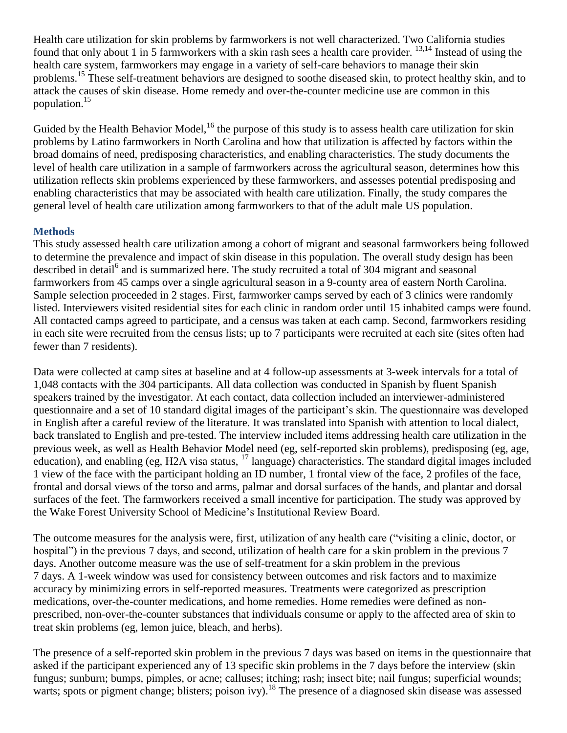Health care utilization for skin problems by farmworkers is not well characterized. Two California studies found that only about 1 in 5 farmworkers with a skin rash sees a health care provider. [13,14] Instead of using the health care system, farmworkers may engage in a variety of self-care behaviors to manage their skin problems.[15] These self-treatment behaviors are designed to soothe diseased skin, to protect healthy skin, and to attack the causes of skin disease. Home remedy and over-the-counter medicine use are common in this population.[15]

Guided by the Health Behavior Model,[16] the purpose of this study is to assess health care utilization for skin problems by Latino farmworkers in North Carolina and how that utilization is affected by factors within the broad domains of need, predisposing characteristics, and enabling characteristics. The study documents the level of health care utilization in a sample of farmworkers across the agricultural season, determines how this utilization reflects skin problems experienced by these farmworkers, and assesses potential predisposing and enabling characteristics that may be associated with health care utilization. Finally, the study compares the general level of health care utilization among farmworkers to that of the adult male US population.

## Methods

This study assessed health care utilization among a cohort of migrant and seasonal farmworkers being followed to determine the prevalence and impact of skin disease in this population. The overall study design has been described in detail[6] and is summarized here. The study recruited a total of 304 migrant and seasonal farmworkers from 45 camps over a single agricultural season in a 9-county area of eastern North Carolina. Sample selection proceeded in 2 stages. First, farmworker camps served by each of 3 clinics were randomly listed. Interviewers visited residential sites for each clinic in random order until 15 inhabited camps were found. All contacted camps agreed to participate, and a census was taken at each camp. Second, farmworkers residing in each site were recruited from the census lists; up to 7 participants were recruited at each site (sites often had fewer than 7 residents).

Data were collected at camp sites at baseline and at 4 follow-up assessments at 3-week intervals for a total of 1,048 contacts with the 304 participants. All data collection was conducted in Spanish by fluent Spanish speakers trained by the investigator. At each contact, data collection included an interviewer-administered questionnaire and a set of 10 standard digital images of the participant's skin. The questionnaire was developed in English after a careful review of the literature. It was translated into Spanish with attention to local dialect, back translated to English and pre-tested. The interview included items addressing health care utilization in the previous week, as well as Health Behavior Model need (eg, self-reported skin problems), predisposing (eg, age, education), and enabling (eg, H2A visa status, [17] language) characteristics. The standard digital images included 1 view of the face with the participant holding an ID number, 1 frontal view of the face, 2 profiles of the face, frontal and dorsal views of the torso and arms, palmar and dorsal surfaces of the hands, and plantar and dorsal surfaces of the feet. The farmworkers received a small incentive for participation. The study was approved by the Wake Forest University School of Medicine's Institutional Review Board.

The outcome measures for the analysis were, first, utilization of any health care ("visiting a clinic, doctor, or hospital") in the previous 7 days, and second, utilization of health care for a skin problem in the previous 7 days. Another outcome measure was the use of self-treatment for a skin problem in the previous 7 days. A 1-week window was used for consistency between outcomes and risk factors and to maximize accuracy by minimizing errors in self-reported measures. Treatments were categorized as prescription medications, over-the-counter medications, and home remedies. Home remedies were defined as non-prescribed, non-over-the-counter substances that individuals consume or apply to the affected area of skin to treat skin problems (eg, lemon juice, bleach, and herbs).

The presence of a self-reported skin problem in the previous 7 days was based on items in the questionnaire that asked if the participant experienced any of 13 specific skin problems in the 7 days before the interview (skin fungus; sunburn; bumps, pimples, or acne; calluses; itching; rash; insect bite; nail fungus; superficial wounds; warts; spots or pigment change; blisters; poison ivy).[18] The presence of a diagnosed skin disease was assessed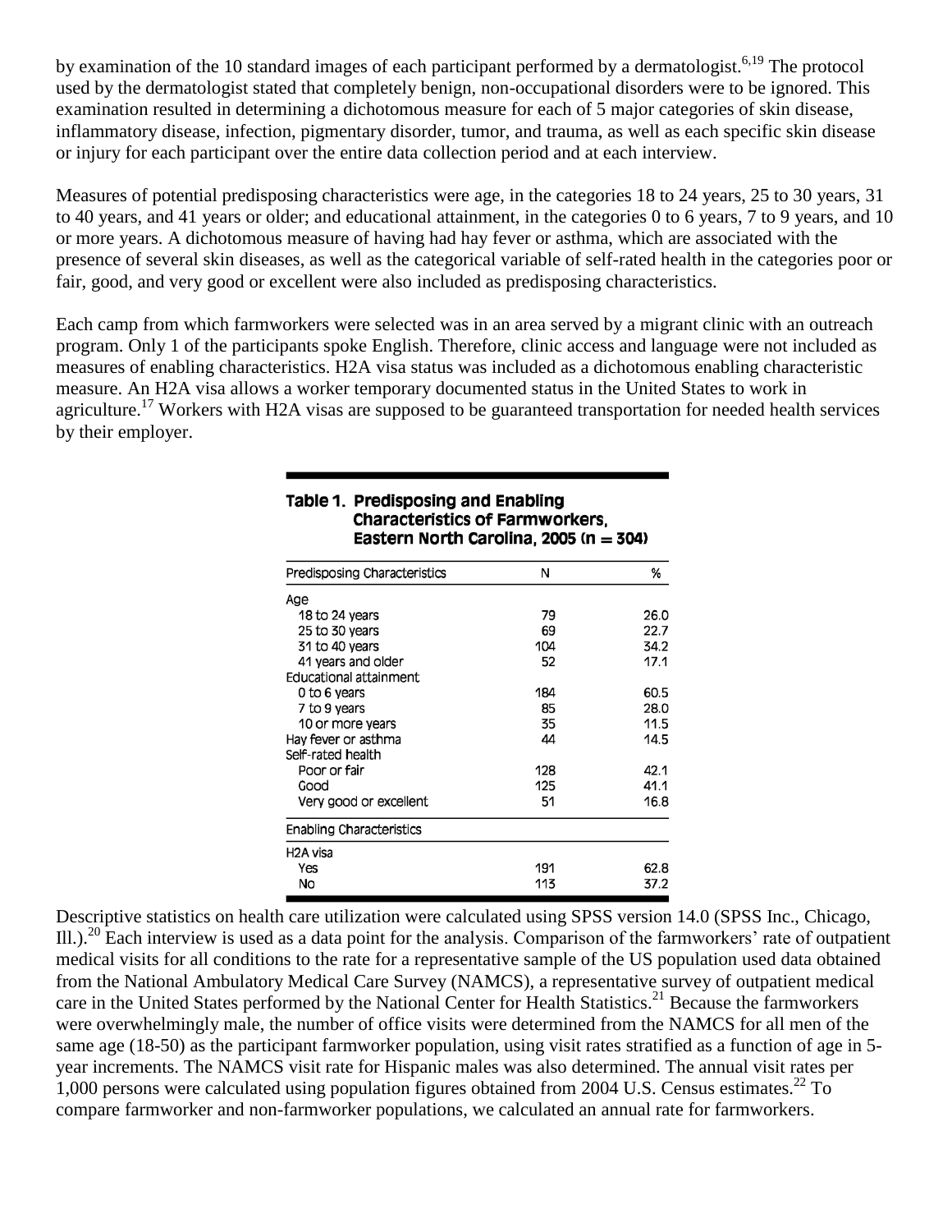by examination of the 10 standard images of each participant performed by a dermatologist.[6,19] The protocol used by the dermatologist stated that completely benign, non-occupational disorders were to be ignored. This examination resulted in determining a dichotomous measure for each of 5 major categories of skin disease, inflammatory disease, infection, pigmentary disorder, tumor, and trauma, as well as each specific skin disease or injury for each participant over the entire data collection period and at each interview.

Measures of potential predisposing characteristics were age, in the categories 18 to 24 years, 25 to 30 years, 31 to 40 years, and 41 years or older; and educational attainment, in the categories 0 to 6 years, 7 to 9 years, and 10 or more years. A dichotomous measure of having had hay fever or asthma, which are associated with the presence of several skin diseases, as well as the categorical variable of self-rated health in the categories poor or fair, good, and very good or excellent were also included as predisposing characteristics.

Each camp from which farmworkers were selected was in an area served by a migrant clinic with an outreach program. Only 1 of the participants spoke English. Therefore, clinic access and language were not included as measures of enabling characteristics. H2A visa status was included as a dichotomous enabling characteristic measure. An H2A visa allows a worker temporary documented status in the United States to work in agriculture.[17] Workers with H2A visas are supposed to be guaranteed transportation for needed health services by their employer.

**Table 1. Predisposing and Enabling Characteristics of Farmworkers, Eastern North Carolina, 2005 (n = 304)**

| Predisposing Characteristics | N | % |
|---|---|---|
| Age | | |
| 18 to 24 years | 79 | 26.0 |
| 25 to 30 years | 69 | 22.7 |
| 31 to 40 years | 104 | 34.2 |
| 41 years and older | 52 | 17.1 |
| Educational attainment | | |
| 0 to 6 years | 184 | 60.5 |
| 7 to 9 years | 85 | 28.0 |
| 10 or more years | 35 | 11.5 |
| Hay fever or asthma | 44 | 14.5 |
| Self-rated health | | |
| Poor or fair | 128 | 42.1 |
| Good | 125 | 41.1 |
| Very good or excellent | 51 | 16.8 |
| **Enabling Characteristics** | | |
| H2A visa | | |
| Yes | 191 | 62.8 |
| No | 113 | 37.2 |

Descriptive statistics on health care utilization were calculated using SPSS version 14.0 (SPSS Inc., Chicago, Ill.).[20] Each interview is used as a data point for the analysis. Comparison of the farmworkers' rate of outpatient medical visits for all conditions to the rate for a representative sample of the US population used data obtained from the National Ambulatory Medical Care Survey (NAMCS), a representative survey of outpatient medical care in the United States performed by the National Center for Health Statistics.[21] Because the farmworkers were overwhelmingly male, the number of office visits were determined from the NAMCS for all men of the same age (18-50) as the participant farmworker population, using visit rates stratified as a function of age in 5-year increments. The NAMCS visit rate for Hispanic males was also determined. The annual visit rates per 1,000 persons were calculated using population figures obtained from 2004 U.S. Census estimates.[22] To compare farmworker and non-farmworker populations, we calculated an annual rate for farmworkers.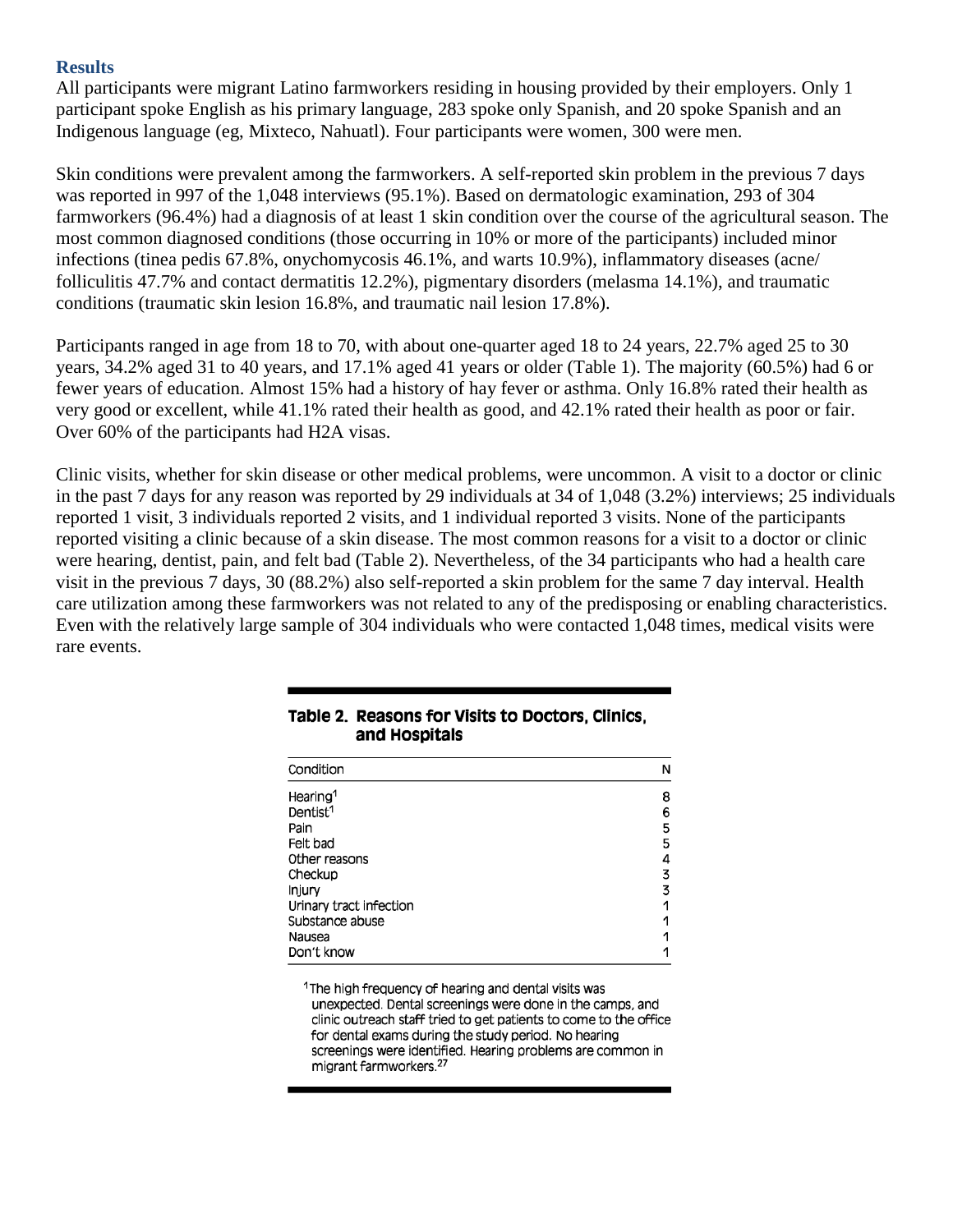## Results

All participants were migrant Latino farmworkers residing in housing provided by their employers. Only 1 participant spoke English as his primary language, 283 spoke only Spanish, and 20 spoke Spanish and an Indigenous language (eg, Mixteco, Nahuatl). Four participants were women, 300 were men.

Skin conditions were prevalent among the farmworkers. A self-reported skin problem in the previous 7 days was reported in 997 of the 1,048 interviews (95.1%). Based on dermatologic examination, 293 of 304 farmworkers (96.4%) had a diagnosis of at least 1 skin condition over the course of the agricultural season. The most common diagnosed conditions (those occurring in 10% or more of the participants) included minor infections (tinea pedis 67.8%, onychomycosis 46.1%, and warts 10.9%), inflammatory diseases (acne/folliculitis 47.7% and contact dermatitis 12.2%), pigmentary disorders (melasma 14.1%), and traumatic conditions (traumatic skin lesion 16.8%, and traumatic nail lesion 17.8%).

Participants ranged in age from 18 to 70, with about one-quarter aged 18 to 24 years, 22.7% aged 25 to 30 years, 34.2% aged 31 to 40 years, and 17.1% aged 41 years or older (Table 1). The majority (60.5%) had 6 or fewer years of education. Almost 15% had a history of hay fever or asthma. Only 16.8% rated their health as very good or excellent, while 41.1% rated their health as good, and 42.1% rated their health as poor or fair. Over 60% of the participants had H2A visas.

Clinic visits, whether for skin disease or other medical problems, were uncommon. A visit to a doctor or clinic in the past 7 days for any reason was reported by 29 individuals at 34 of 1,048 (3.2%) interviews; 25 individuals reported 1 visit, 3 individuals reported 2 visits, and 1 individual reported 3 visits. None of the participants reported visiting a clinic because of a skin disease. The most common reasons for a visit to a doctor or clinic were hearing, dentist, pain, and felt bad (Table 2). Nevertheless, of the 34 participants who had a health care visit in the previous 7 days, 30 (88.2%) also self-reported a skin problem for the same 7 day interval. Health care utilization among these farmworkers was not related to any of the predisposing or enabling characteristics. Even with the relatively large sample of 304 individuals who were contacted 1,048 times, medical visits were rare events.

**Table 2. Reasons for Visits to Doctors, Clinics, and Hospitals**

| Condition | N |
|---|---|
| Hearing[1] | 8 |
| Dentist[1] | 6 |
| Pain | 5 |
| Felt bad | 5 |
| Other reasons | 4 |
| Checkup | 3 |
| Injury | 3 |
| Urinary tract infection | 1 |
| Substance abuse | 1 |
| Nausea | 1 |
| Don't know | 1 |

[1]The high frequency of hearing and dental visits was unexpected. Dental screenings were done in the camps, and clinic outreach staff tried to get patients to come to the office for dental exams during the study period. No hearing screenings were identified. Hearing problems are common in migrant farmworkers.[27]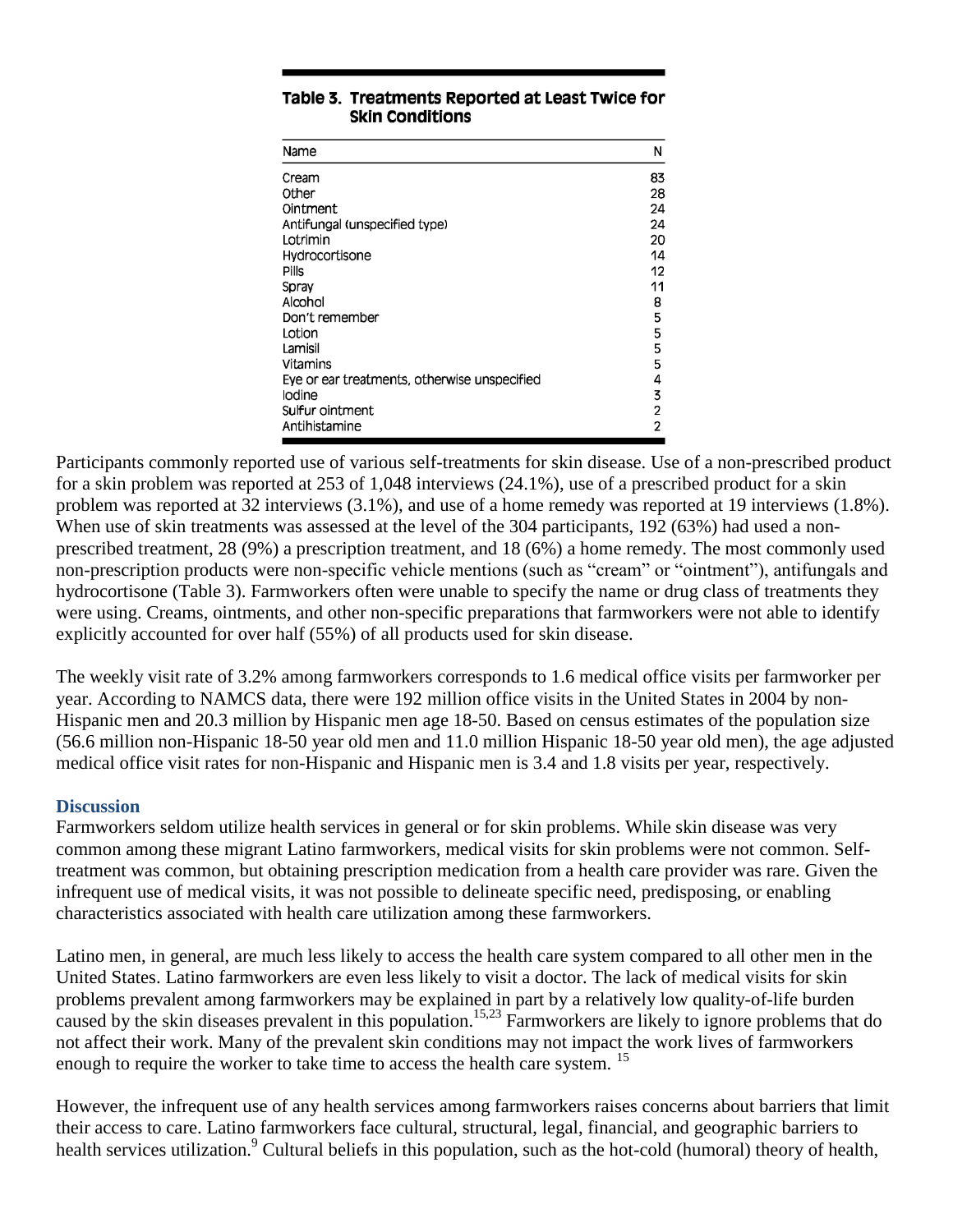**Table 3. Treatments Reported at Least Twice for Skin Conditions**

| Name | N |
|---|---|
| Cream | 83 |
| Other | 28 |
| Ointment | 24 |
| Antifungal (unspecified type) | 24 |
| Lotrimin | 20 |
| Hydrocortisone | 14 |
| Pills | 12 |
| Spray | 11 |
| Alcohol | 8 |
| Don't remember | 5 |
| Lotion | 5 |
| Lamisil | 5 |
| Vitamins | 5 |
| Eye or ear treatments, otherwise unspecified | 4 |
| Iodine | 3 |
| Sulfur ointment | 2 |
| Antihistamine | 2 |

Participants commonly reported use of various self-treatments for skin disease. Use of a non-prescribed product for a skin problem was reported at 253 of 1,048 interviews (24.1%), use of a prescribed product for a skin problem was reported at 32 interviews (3.1%), and use of a home remedy was reported at 19 interviews (1.8%). When use of skin treatments was assessed at the level of the 304 participants, 192 (63%) had used a non-prescribed treatment, 28 (9%) a prescription treatment, and 18 (6%) a home remedy. The most commonly used non-prescription products were non-specific vehicle mentions (such as "cream" or "ointment"), antifungals and hydrocortisone (Table 3). Farmworkers often were unable to specify the name or drug class of treatments they were using. Creams, ointments, and other non-specific preparations that farmworkers were not able to identify explicitly accounted for over half (55%) of all products used for skin disease.

The weekly visit rate of 3.2% among farmworkers corresponds to 1.6 medical office visits per farmworker per year. According to NAMCS data, there were 192 million office visits in the United States in 2004 by non-Hispanic men and 20.3 million by Hispanic men age 18-50. Based on census estimates of the population size (56.6 million non-Hispanic 18-50 year old men and 11.0 million Hispanic 18-50 year old men), the age adjusted medical office visit rates for non-Hispanic and Hispanic men is 3.4 and 1.8 visits per year, respectively.

## Discussion

Farmworkers seldom utilize health services in general or for skin problems. While skin disease was very common among these migrant Latino farmworkers, medical visits for skin problems were not common. Self-treatment was common, but obtaining prescription medication from a health care provider was rare. Given the infrequent use of medical visits, it was not possible to delineate specific need, predisposing, or enabling characteristics associated with health care utilization among these farmworkers.

Latino men, in general, are much less likely to access the health care system compared to all other men in the United States. Latino farmworkers are even less likely to visit a doctor. The lack of medical visits for skin problems prevalent among farmworkers may be explained in part by a relatively low quality-of-life burden caused by the skin diseases prevalent in this population.[15,23] Farmworkers are likely to ignore problems that do not affect their work. Many of the prevalent skin conditions may not impact the work lives of farmworkers enough to require the worker to take time to access the health care system. [15]

However, the infrequent use of any health services among farmworkers raises concerns about barriers that limit their access to care. Latino farmworkers face cultural, structural, legal, financial, and geographic barriers to health services utilization.[9] Cultural beliefs in this population, such as the hot-cold (humoral) theory of health,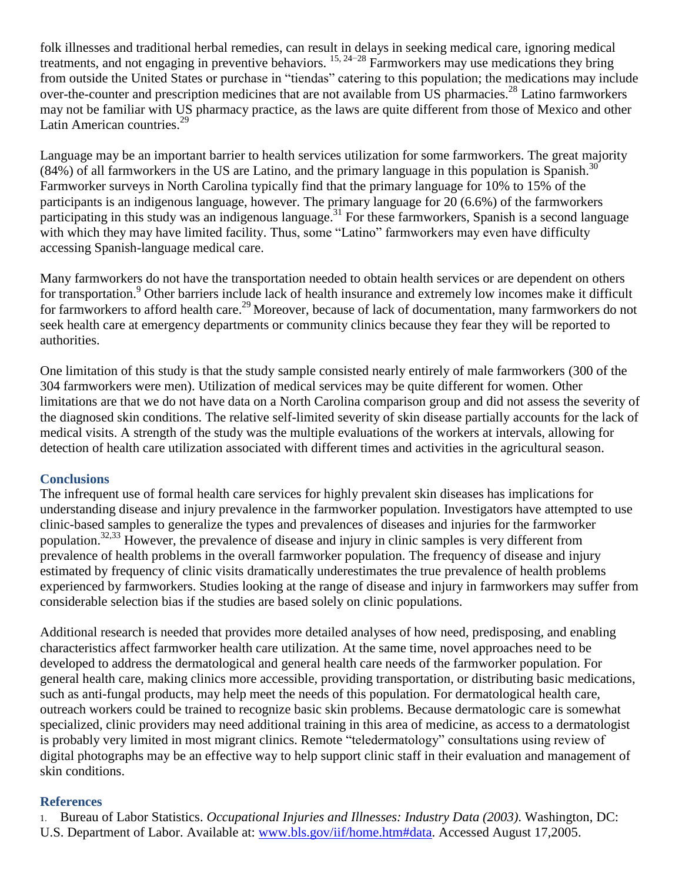folk illnesses and traditional herbal remedies, can result in delays in seeking medical care, ignoring medical treatments, and not engaging in preventive behaviors. [15, 24–28] Farmworkers may use medications they bring from outside the United States or purchase in "tiendas" catering to this population; the medications may include over-the-counter and prescription medicines that are not available from US pharmacies.[28] Latino farmworkers may not be familiar with US pharmacy practice, as the laws are quite different from those of Mexico and other Latin American countries.[29]

Language may be an important barrier to health services utilization for some farmworkers. The great majority (84%) of all farmworkers in the US are Latino, and the primary language in this population is Spanish.[30] Farmworker surveys in North Carolina typically find that the primary language for 10% to 15% of the participants is an indigenous language, however. The primary language for 20 (6.6%) of the farmworkers participating in this study was an indigenous language.[31] For these farmworkers, Spanish is a second language with which they may have limited facility. Thus, some "Latino" farmworkers may even have difficulty accessing Spanish-language medical care.

Many farmworkers do not have the transportation needed to obtain health services or are dependent on others for transportation.[9] Other barriers include lack of health insurance and extremely low incomes make it difficult for farmworkers to afford health care.[29] Moreover, because of lack of documentation, many farmworkers do not seek health care at emergency departments or community clinics because they fear they will be reported to authorities.

One limitation of this study is that the study sample consisted nearly entirely of male farmworkers (300 of the 304 farmworkers were men). Utilization of medical services may be quite different for women. Other limitations are that we do not have data on a North Carolina comparison group and did not assess the severity of the diagnosed skin conditions. The relative self-limited severity of skin disease partially accounts for the lack of medical visits. A strength of the study was the multiple evaluations of the workers at intervals, allowing for detection of health care utilization associated with different times and activities in the agricultural season.

## Conclusions

The infrequent use of formal health care services for highly prevalent skin diseases has implications for understanding disease and injury prevalence in the farmworker population. Investigators have attempted to use clinic-based samples to generalize the types and prevalences of diseases and injuries for the farmworker population.[32,33] However, the prevalence of disease and injury in clinic samples is very different from prevalence of health problems in the overall farmworker population. The frequency of disease and injury estimated by frequency of clinic visits dramatically underestimates the true prevalence of health problems experienced by farmworkers. Studies looking at the range of disease and injury in farmworkers may suffer from considerable selection bias if the studies are based solely on clinic populations.

Additional research is needed that provides more detailed analyses of how need, predisposing, and enabling characteristics affect farmworker health care utilization. At the same time, novel approaches need to be developed to address the dermatological and general health care needs of the farmworker population. For general health care, making clinics more accessible, providing transportation, or distributing basic medications, such as anti-fungal products, may help meet the needs of this population. For dermatological health care, outreach workers could be trained to recognize basic skin problems. Because dermatologic care is somewhat specialized, clinic providers may need additional training in this area of medicine, as access to a dermatologist is probably very limited in most migrant clinics. Remote "teledermatology" consultations using review of digital photographs may be an effective way to help support clinic staff in their evaluation and management of skin conditions.

## References

1. Bureau of Labor Statistics. *Occupational Injuries and Illnesses: Industry Data (2003)*. Washington, DC: U.S. Department of Labor. Available at: www.bls.gov/iif/home.htm#data. Accessed August 17,2005.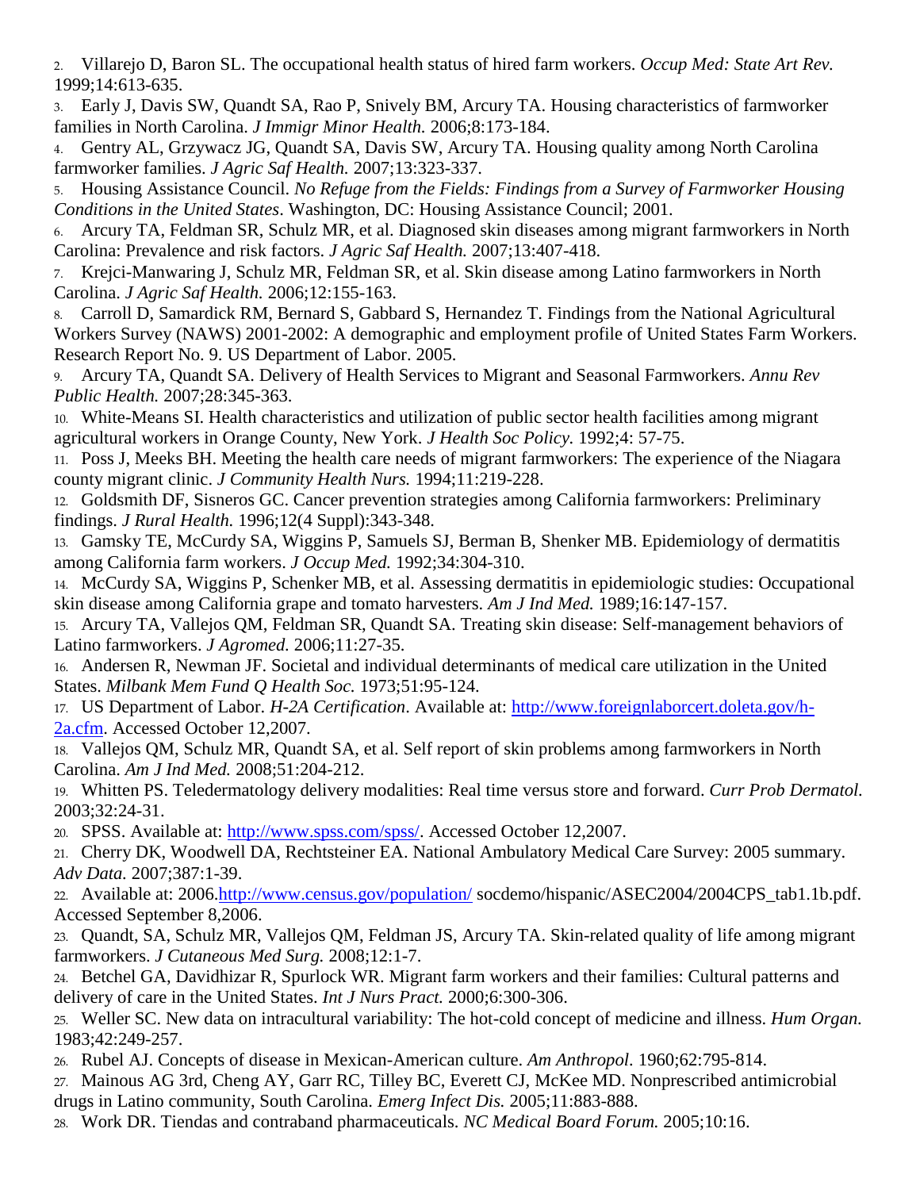2. Villarejo D, Baron SL. The occupational health status of hired farm workers. *Occup Med: State Art Rev.* 1999;14:613-635.
3. Early J, Davis SW, Quandt SA, Rao P, Snively BM, Arcury TA. Housing characteristics of farmworker families in North Carolina. *J Immigr Minor Health.* 2006;8:173-184.
4. Gentry AL, Grzywacz JG, Quandt SA, Davis SW, Arcury TA. Housing quality among North Carolina farmworker families. *J Agric Saf Health.* 2007;13:323-337.
5. Housing Assistance Council. *No Refuge from the Fields: Findings from a Survey of Farmworker Housing Conditions in the United States*. Washington, DC: Housing Assistance Council; 2001.
6. Arcury TA, Feldman SR, Schulz MR, et al. Diagnosed skin diseases among migrant farmworkers in North Carolina: Prevalence and risk factors. *J Agric Saf Health.* 2007;13:407-418.
7. Krejci-Manwaring J, Schulz MR, Feldman SR, et al. Skin disease among Latino farmworkers in North Carolina. *J Agric Saf Health.* 2006;12:155-163.
8. Carroll D, Samardick RM, Bernard S, Gabbard S, Hernandez T. Findings from the National Agricultural Workers Survey (NAWS) 2001-2002: A demographic and employment profile of United States Farm Workers. Research Report No. 9. US Department of Labor. 2005.
9. Arcury TA, Quandt SA. Delivery of Health Services to Migrant and Seasonal Farmworkers. *Annu Rev Public Health.* 2007;28:345-363.
10. White-Means SI. Health characteristics and utilization of public sector health facilities among migrant agricultural workers in Orange County, New York. *J Health Soc Policy.* 1992;4: 57-75.
11. Poss J, Meeks BH. Meeting the health care needs of migrant farmworkers: The experience of the Niagara county migrant clinic. *J Community Health Nurs.* 1994;11:219-228.
12. Goldsmith DF, Sisneros GC. Cancer prevention strategies among California farmworkers: Preliminary findings. *J Rural Health.* 1996;12(4 Suppl):343-348.
13. Gamsky TE, McCurdy SA, Wiggins P, Samuels SJ, Berman B, Shenker MB. Epidemiology of dermatitis among California farm workers. *J Occup Med.* 1992;34:304-310.
14. McCurdy SA, Wiggins P, Schenker MB, et al. Assessing dermatitis in epidemiologic studies: Occupational skin disease among California grape and tomato harvesters. *Am J Ind Med.* 1989;16:147-157.
15. Arcury TA, Vallejos QM, Feldman SR, Quandt SA. Treating skin disease: Self-management behaviors of Latino farmworkers. *J Agromed.* 2006;11:27-35.
16. Andersen R, Newman JF. Societal and individual determinants of medical care utilization in the United States. *Milbank Mem Fund Q Health Soc.* 1973;51:95-124.
17. US Department of Labor. *H-2A Certification*. Available at: http://www.foreignlaborcert.doleta.gov/h-2a.cfm. Accessed October 12,2007.
18. Vallejos QM, Schulz MR, Quandt SA, et al. Self report of skin problems among farmworkers in North Carolina. *Am J Ind Med.* 2008;51:204-212.
19. Whitten PS. Teledermatology delivery modalities: Real time versus store and forward. *Curr Prob Dermatol.* 2003;32:24-31.
20. SPSS. Available at: http://www.spss.com/spss/. Accessed October 12,2007.
21. Cherry DK, Woodwell DA, Rechtsteiner EA. National Ambulatory Medical Care Survey: 2005 summary. *Adv Data.* 2007;387:1-39.
22. Available at: 2006.http://www.census.gov/population/ socdemo/hispanic/ASEC2004/2004CPS_tab1.1b.pdf. Accessed September 8,2006.
23. Quandt, SA, Schulz MR, Vallejos QM, Feldman JS, Arcury TA. Skin-related quality of life among migrant farmworkers. *J Cutaneous Med Surg.* 2008;12:1-7.
24. Betchel GA, Davidhizar R, Spurlock WR. Migrant farm workers and their families: Cultural patterns and delivery of care in the United States. *Int J Nurs Pract.* 2000;6:300-306.
25. Weller SC. New data on intracultural variability: The hot-cold concept of medicine and illness. *Hum Organ.* 1983;42:249-257.
26. Rubel AJ. Concepts of disease in Mexican-American culture. *Am Anthropol.* 1960;62:795-814.
27. Mainous AG 3rd, Cheng AY, Garr RC, Tilley BC, Everett CJ, McKee MD. Nonprescribed antimicrobial drugs in Latino community, South Carolina. *Emerg Infect Dis.* 2005;11:883-888.
28. Work DR. Tiendas and contraband pharmaceuticals. *NC Medical Board Forum.* 2005;10:16.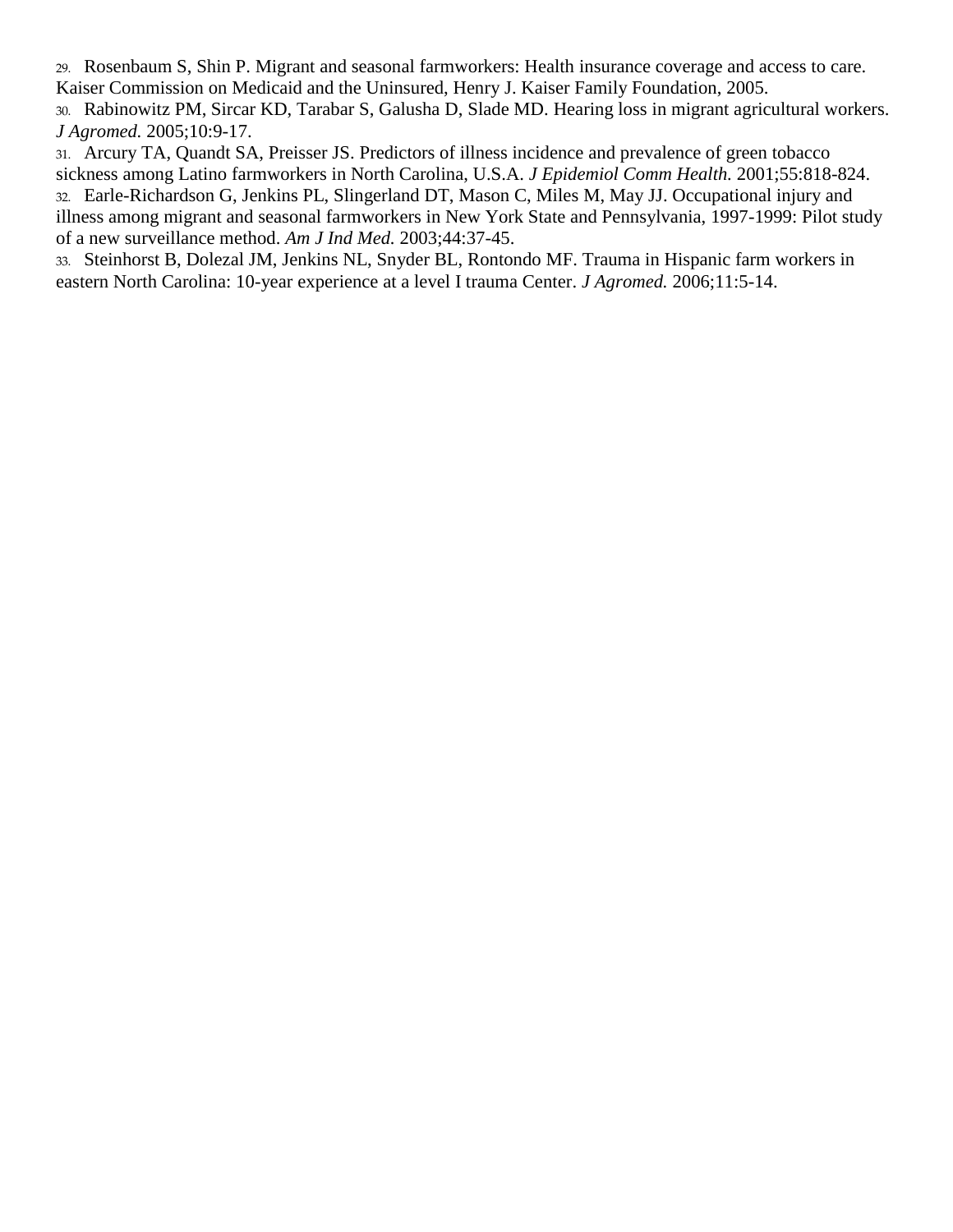29. Rosenbaum S, Shin P. Migrant and seasonal farmworkers: Health insurance coverage and access to care. Kaiser Commission on Medicaid and the Uninsured, Henry J. Kaiser Family Foundation, 2005.
30. Rabinowitz PM, Sircar KD, Tarabar S, Galusha D, Slade MD. Hearing loss in migrant agricultural workers. *J Agromed.* 2005;10:9-17.
31. Arcury TA, Quandt SA, Preisser JS. Predictors of illness incidence and prevalence of green tobacco sickness among Latino farmworkers in North Carolina, U.S.A. *J Epidemiol Comm Health.* 2001;55:818-824.
32. Earle-Richardson G, Jenkins PL, Slingerland DT, Mason C, Miles M, May JJ. Occupational injury and illness among migrant and seasonal farmworkers in New York State and Pennsylvania, 1997-1999: Pilot study of a new surveillance method. *Am J Ind Med.* 2003;44:37-45.
33. Steinhorst B, Dolezal JM, Jenkins NL, Snyder BL, Rontondo MF. Trauma in Hispanic farm workers in eastern North Carolina: 10-year experience at a level I trauma Center. *J Agromed.* 2006;11:5-14.